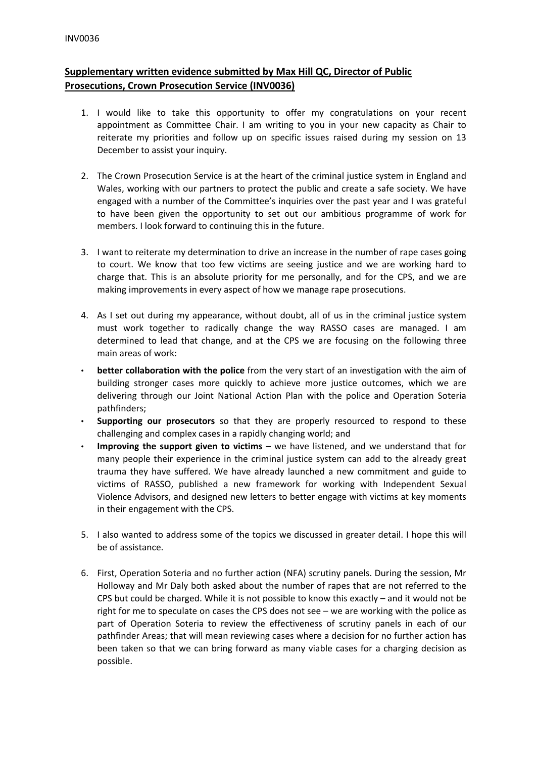INV0036

**Supplementary written evidence submitted by Max Hill QC, Director of Public Prosecutions, Crown Prosecution Service (INV0036)**

1. I would like to take this opportunity to offer my congratulations on your recent appointment as Committee Chair. I am writing to you in your new capacity as Chair to reiterate my priorities and follow up on specific issues raised during my session on 13 December to assist your inquiry.

2. The Crown Prosecution Service is at the heart of the criminal justice system in England and Wales, working with our partners to protect the public and create a safe society. We have engaged with a number of the Committee's inquiries over the past year and I was grateful to have been given the opportunity to set out our ambitious programme of work for members. I look forward to continuing this in the future.

3. I want to reiterate my determination to drive an increase in the number of rape cases going to court. We know that too few victims are seeing justice and we are working hard to charge that. This is an absolute priority for me personally, and for the CPS, and we are making improvements in every aspect of how we manage rape prosecutions.

4. As I set out during my appearance, without doubt, all of us in the criminal justice system must work together to radically change the way RASSO cases are managed. I am determined to lead that change, and at the CPS we are focusing on the following three main areas of work:

- **better collaboration with the police** from the very start of an investigation with the aim of building stronger cases more quickly to achieve more justice outcomes, which we are delivering through our Joint National Action Plan with the police and Operation Soteria pathfinders;
- **Supporting our prosecutors** so that they are properly resourced to respond to these challenging and complex cases in a rapidly changing world; and
- **Improving the support given to victims** – we have listened, and we understand that for many people their experience in the criminal justice system can add to the already great trauma they have suffered. We have already launched a new commitment and guide to victims of RASSO, published a new framework for working with Independent Sexual Violence Advisors, and designed new letters to better engage with victims at key moments in their engagement with the CPS.

5. I also wanted to address some of the topics we discussed in greater detail. I hope this will be of assistance.

6. First, Operation Soteria and no further action (NFA) scrutiny panels. During the session, Mr Holloway and Mr Daly both asked about the number of rapes that are not referred to the CPS but could be charged. While it is not possible to know this exactly – and it would not be right for me to speculate on cases the CPS does not see – we are working with the police as part of Operation Soteria to review the effectiveness of scrutiny panels in each of our pathfinder Areas; that will mean reviewing cases where a decision for no further action has been taken so that we can bring forward as many viable cases for a charging decision as possible.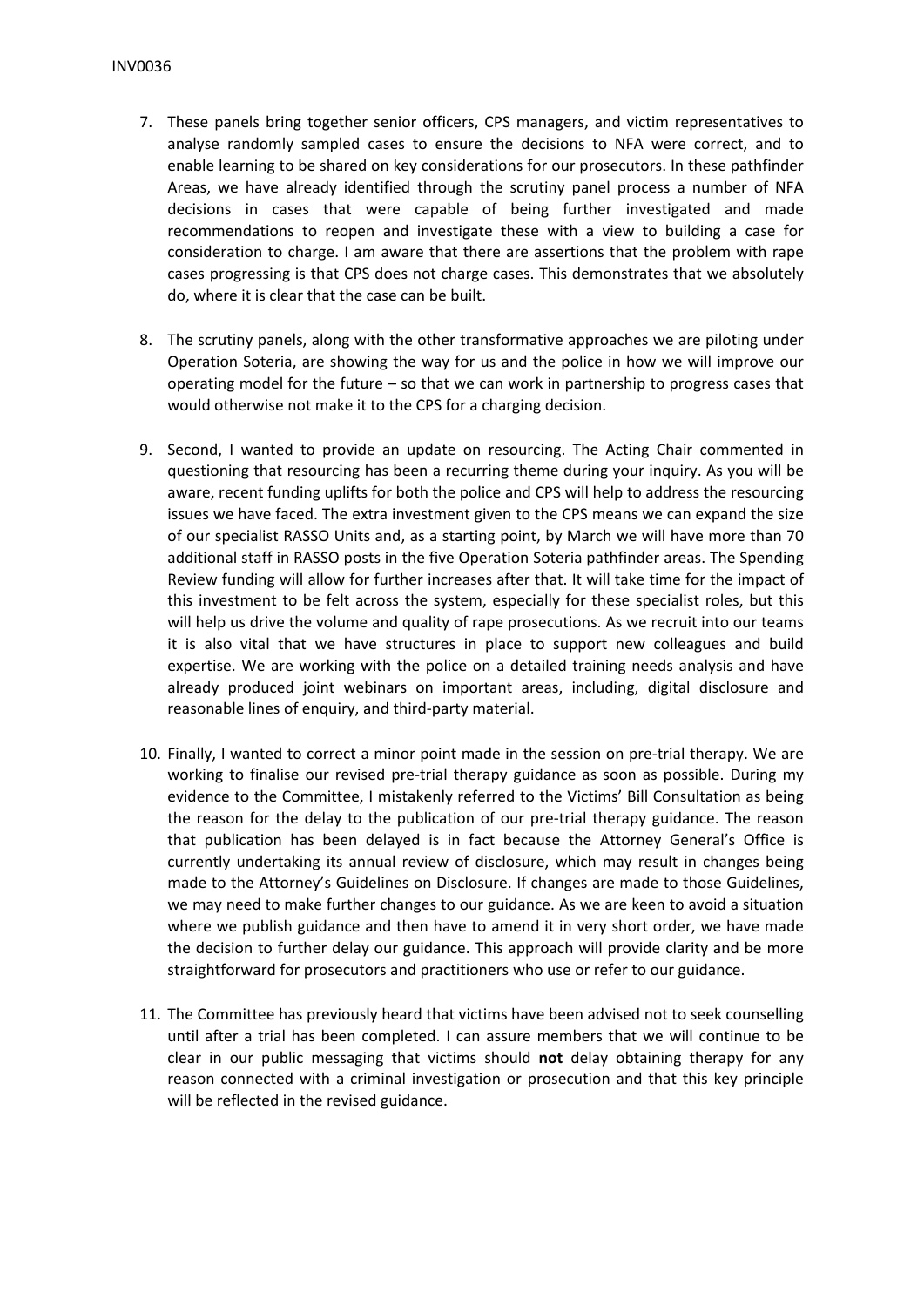7. These panels bring together senior officers, CPS managers, and victim representatives to analyse randomly sampled cases to ensure the decisions to NFA were correct, and to enable learning to be shared on key considerations for our prosecutors. In these pathfinder Areas, we have already identified through the scrutiny panel process a number of NFA decisions in cases that were capable of being further investigated and made recommendations to reopen and investigate these with a view to building a case for consideration to charge. I am aware that there are assertions that the problem with rape cases progressing is that CPS does not charge cases. This demonstrates that we absolutely do, where it is clear that the case can be built.

8. The scrutiny panels, along with the other transformative approaches we are piloting under Operation Soteria, are showing the way for us and the police in how we will improve our operating model for the future – so that we can work in partnership to progress cases that would otherwise not make it to the CPS for a charging decision.

9. Second, I wanted to provide an update on resourcing. The Acting Chair commented in questioning that resourcing has been a recurring theme during your inquiry. As you will be aware, recent funding uplifts for both the police and CPS will help to address the resourcing issues we have faced. The extra investment given to the CPS means we can expand the size of our specialist RASSO Units and, as a starting point, by March we will have more than 70 additional staff in RASSO posts in the five Operation Soteria pathfinder areas. The Spending Review funding will allow for further increases after that. It will take time for the impact of this investment to be felt across the system, especially for these specialist roles, but this will help us drive the volume and quality of rape prosecutions. As we recruit into our teams it is also vital that we have structures in place to support new colleagues and build expertise. We are working with the police on a detailed training needs analysis and have already produced joint webinars on important areas, including, digital disclosure and reasonable lines of enquiry, and third-party material.

10. Finally, I wanted to correct a minor point made in the session on pre-trial therapy. We are working to finalise our revised pre-trial therapy guidance as soon as possible. During my evidence to the Committee, I mistakenly referred to the Victims' Bill Consultation as being the reason for the delay to the publication of our pre-trial therapy guidance. The reason that publication has been delayed is in fact because the Attorney General's Office is currently undertaking its annual review of disclosure, which may result in changes being made to the Attorney's Guidelines on Disclosure. If changes are made to those Guidelines, we may need to make further changes to our guidance. As we are keen to avoid a situation where we publish guidance and then have to amend it in very short order, we have made the decision to further delay our guidance. This approach will provide clarity and be more straightforward for prosecutors and practitioners who use or refer to our guidance.

11. The Committee has previously heard that victims have been advised not to seek counselling until after a trial has been completed. I can assure members that we will continue to be clear in our public messaging that victims should **not** delay obtaining therapy for any reason connected with a criminal investigation or prosecution and that this key principle will be reflected in the revised guidance.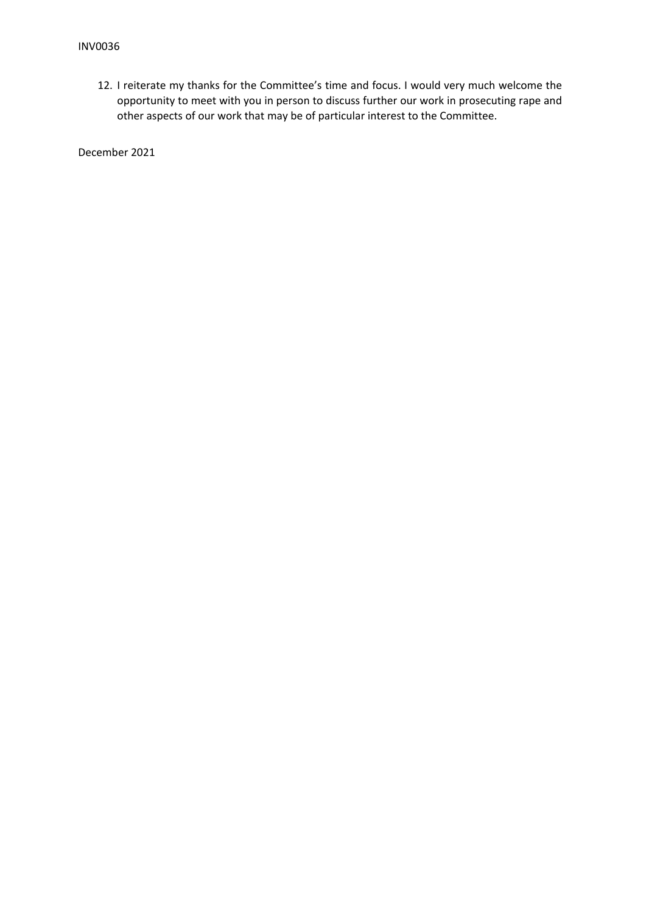12. I reiterate my thanks for the Committee's time and focus. I would very much welcome the opportunity to meet with you in person to discuss further our work in prosecuting rape and other aspects of our work that may be of particular interest to the Committee.

December 2021